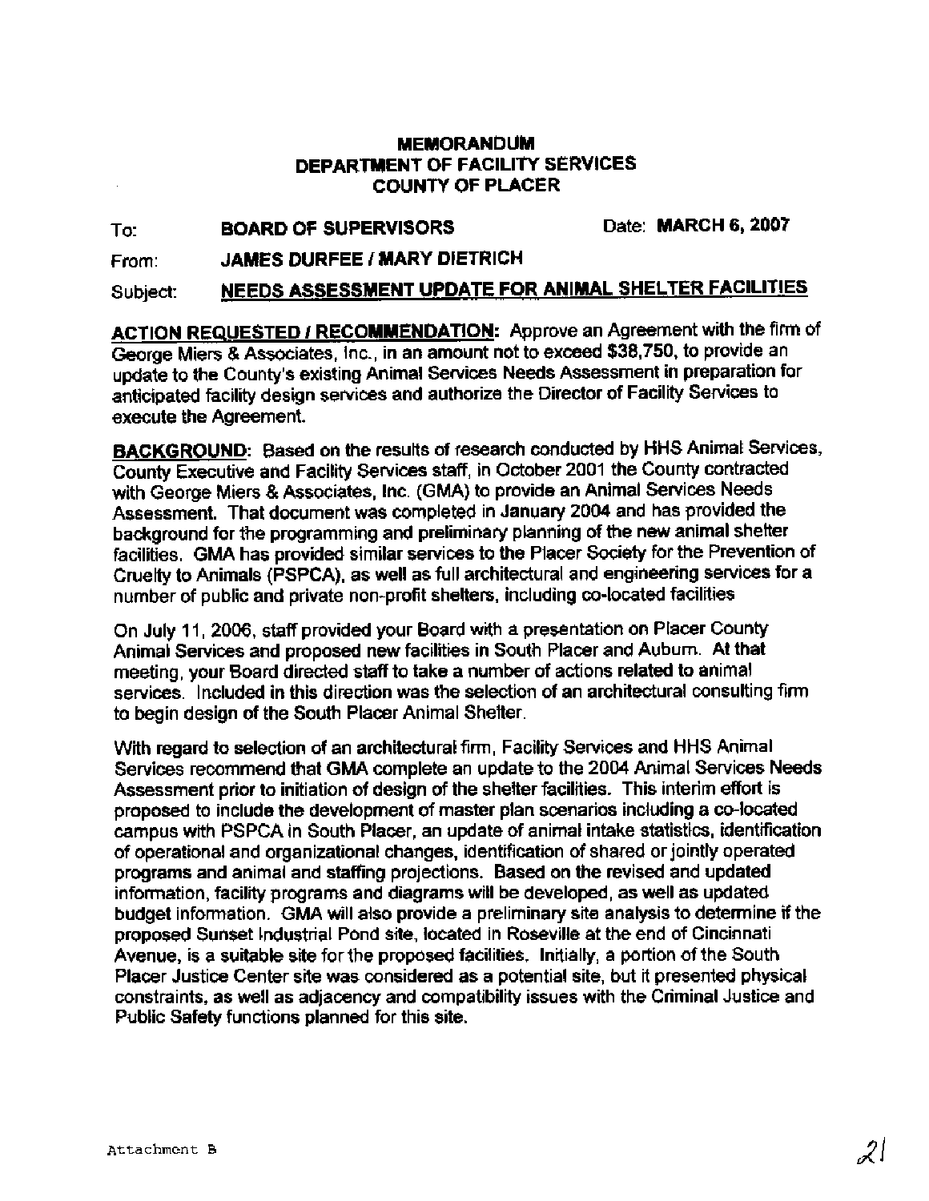**MEMORANDUM**
**DEPARTMENT OF FACILITY SERVICES**
**COUNTY OF PLACER**

To: **BOARD OF SUPERVISORS** Date: **MARCH 6, 2007**

From: **JAMES DURFEE / MARY DIETRICH**

Subject: **NEEDS ASSESSMENT UPDATE FOR ANIMAL SHELTER FACILITIES**

**ACTION REQUESTED / RECOMMENDATION:** Approve an Agreement with the firm of George Miers & Associates, Inc., in an amount not to exceed $38,750, to provide an update to the County's existing Animal Services Needs Assessment in preparation for anticipated facility design services and authorize the Director of Facility Services to execute the Agreement.

**BACKGROUND:** Based on the results of research conducted by HHS Animal Services, County Executive and Facility Services staff, in October 2001 the County contracted with George Miers & Associates, Inc. (GMA) to provide an Animal Services Needs Assessment. That document was completed in January 2004 and has provided the background for the programming and preliminary planning of the new animal shelter facilities. GMA has provided similar services to the Placer Society for the Prevention of Cruelty to Animals (PSPCA), as well as full architectural and engineering services for a number of public and private non-profit shelters, including co-located facilities

On July 11, 2006, staff provided your Board with a presentation on Placer County Animal Services and proposed new facilities in South Placer and Auburn. At that meeting, your Board directed staff to take a number of actions related to animal services. Included in this direction was the selection of an architectural consulting firm to begin design of the South Placer Animal Shelter.

With regard to selection of an architectural firm, Facility Services and HHS Animal Services recommend that GMA complete an update to the 2004 Animal Services Needs Assessment prior to initiation of design of the shelter facilities. This interim effort is proposed to include the development of master plan scenarios including a co-located campus with PSPCA in South Placer, an update of animal intake statistics, identification of operational and organizational changes, identification of shared or jointly operated programs and animal and staffing projections. Based on the revised and updated information, facility programs and diagrams will be developed, as well as updated budget information. GMA will also provide a preliminary site analysis to determine if the proposed Sunset Industrial Pond site, located in Roseville at the end of Cincinnati Avenue, is a suitable site for the proposed facilities. Initially, a portion of the South Placer Justice Center site was considered as a potential site, but it presented physical constraints, as well as adjacency and compatibility issues with the Criminal Justice and Public Safety functions planned for this site.

Attachment B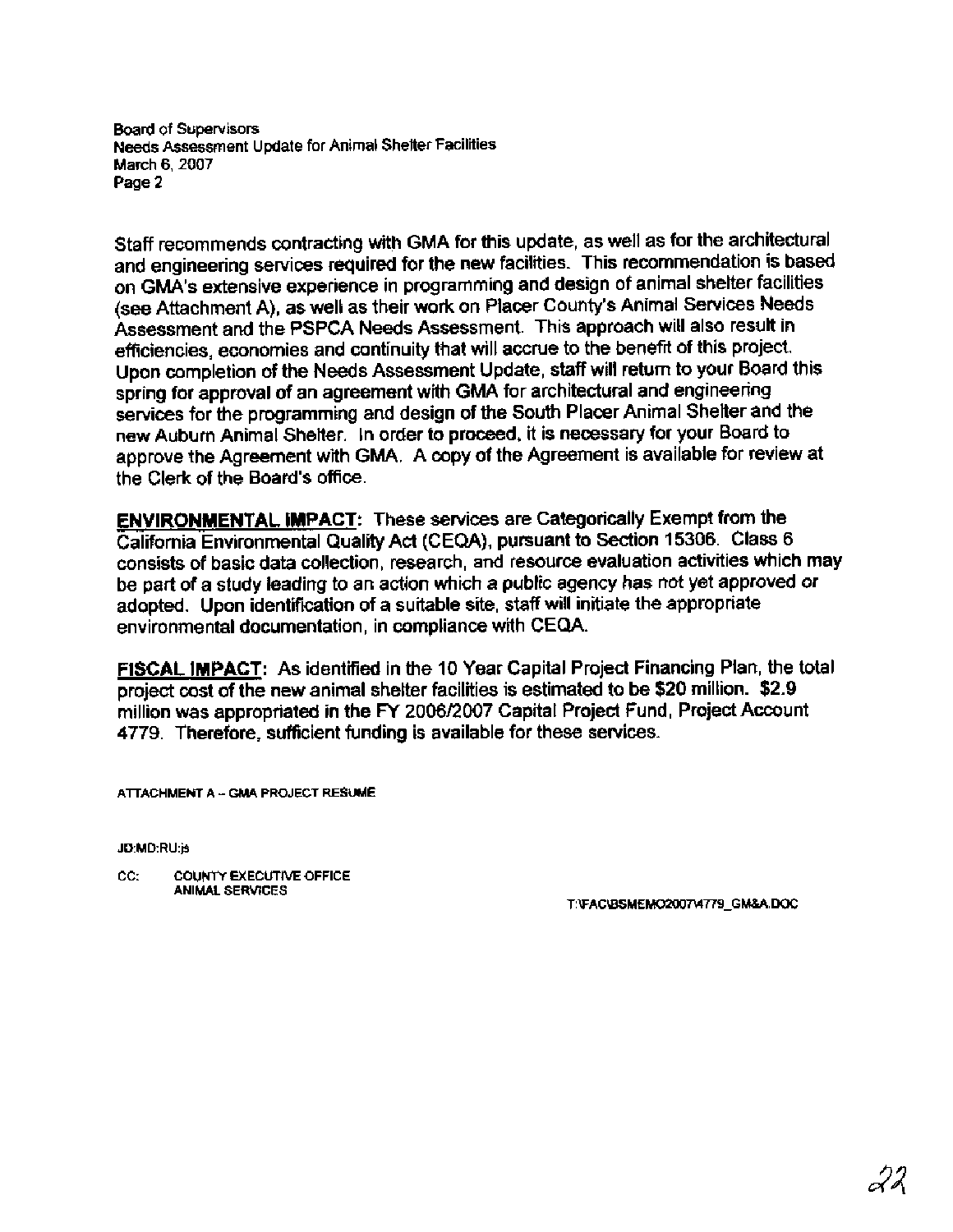Staff recommends contracting with GMA for this update, as well as for the architectural and engineering services required for the new facilities. This recommendation is based on GMA's extensive experience in programming and design of animal shelter facilities (see Attachment A), as well as their work on Placer County's Animal Services Needs Assessment and the PSPCA Needs Assessment. This approach will also result in efficiencies, economies and continuity that will accrue to the benefit of this project. Upon completion of the Needs Assessment Update, staff will return to your Board this spring for approval of an agreement with GMA for architectural and engineering services for the programming and design of the South Placer Animal Shelter and the new Auburn Animal Shelter. In order to proceed, it is necessary for your Board to approve the Agreement with GMA. A copy of the Agreement is available for review at the Clerk of the Board's office.

**ENVIRONMENTAL IMPACT**: These services are Categorically Exempt from the California Environmental Quality Act (CEQA), pursuant to Section 15306. Class 6 consists of basic data collection, research, and resource evaluation activities which may be part of a study leading to an action which a public agency has not yet approved or adopted. Upon identification of a suitable site, staff will initiate the appropriate environmental documentation, in compliance with CEQA.

**FISCAL IMPACT**: As identified in the 10 Year Capital Project Financing Plan, the total project cost of the new animal shelter facilities is estimated to be $20 million. $2.9 million was appropriated in the FY 2006/2007 Capital Project Fund, Project Account 4779. Therefore, sufficient funding is available for these services.

ATTACHMENT A – GMA PROJECT RESUME

JD:MD:RU:js

CC: COUNTY EXECUTIVE OFFICE
ANIMAL SERVICES

T:\FAC\BSMEMO2007\4779_GM&A.DOC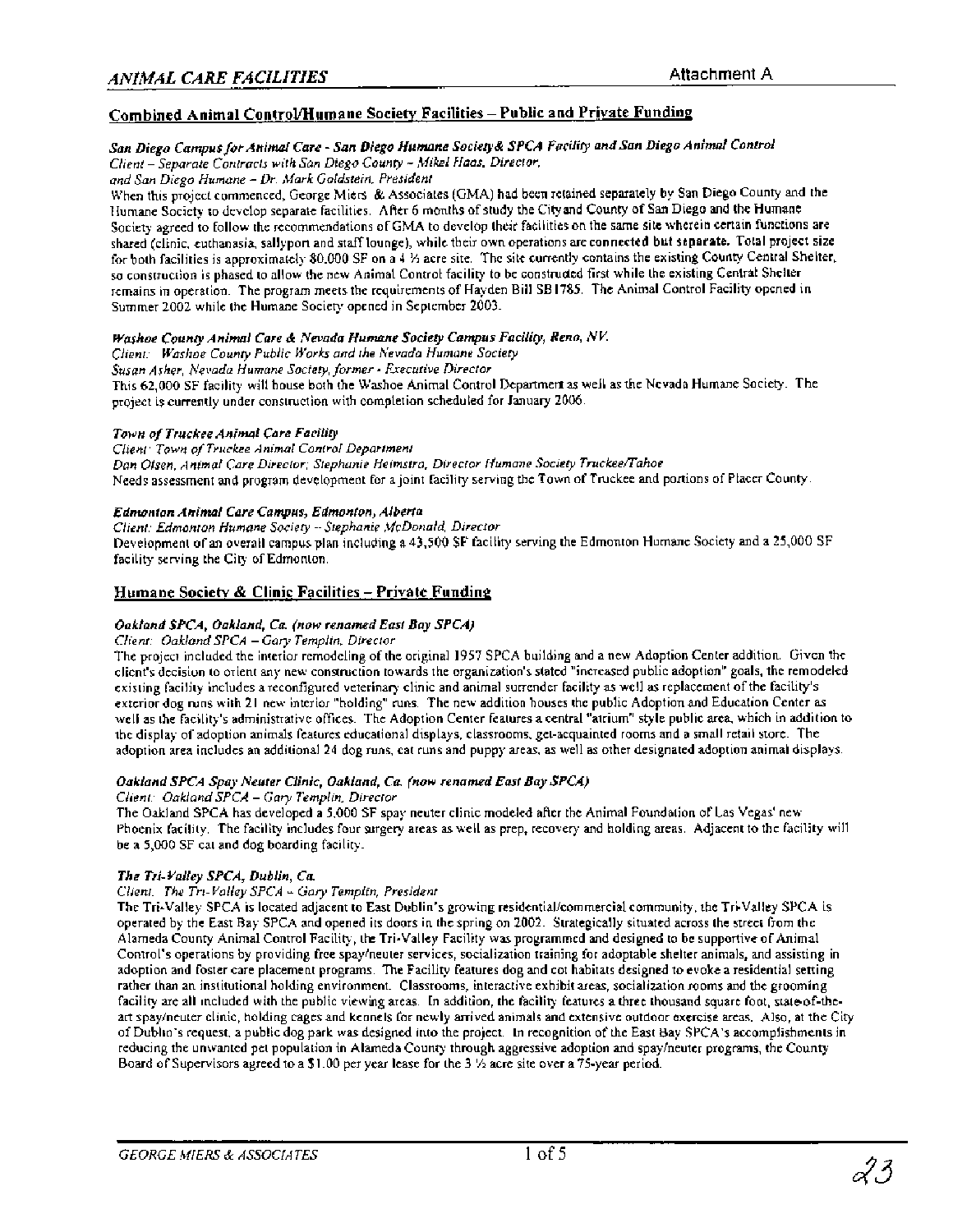## ANIMAL CARE FACILITIES

Attachment A

### Combined Animal Control/Humane Society Facilities – Public and Private Funding

***San Diego Campus for Animal Care - San Diego Humane Society & SPCA Facility and San Diego Animal Control***
*Client – Separate Contracts with San Diego County – Mikel Haas, Director,*
*and San Diego Humane – Dr. Mark Goldstein, President*
When this project commenced, George Miers & Associates (GMA) had been retained separately by San Diego County and the Humane Society to develop separate facilities. After 6 months of study the City and County of San Diego and the Humane Society agreed to follow the recommendations of GMA to develop their facilities on the same site wherein certain functions are shared (clinic, euthanasia, sallyport and staff lounge), while their own operations are connected but separate. Total project size for both facilities is approximately 80,000 SF on a 4 ½ acre site. The site currently contains the existing County Central Shelter, so construction is phased to allow the new Animal Control facility to be constructed first while the existing Central Shelter remains in operation. The program meets the requirements of Hayden Bill SB1785. The Animal Control Facility opened in Summer 2002 while the Humane Society opened in September 2003.

***Washoe County Animal Care & Nevada Humane Society Campus Facility, Reno, NV.***
*Client: Washoe County Public Works and the Nevada Humane Society*
*Susan Asher, Nevada Humane Society, former - Executive Director*
This 62,000 SF facility will house both the Washoe Animal Control Department as well as the Nevada Humane Society. The project is currently under construction with completion scheduled for January 2006.

***Town of Truckee Animal Care Facility***
*Client: Town of Truckee Animal Control Department*
*Dan Olsen, Animal Care Director; Stephanie Heimstra, Director Humane Society Truckee/Tahoe*
Needs assessment and program development for a joint facility serving the Town of Truckee and portions of Placer County.

***Edmonton Animal Care Campus, Edmonton, Alberta***
*Client: Edmonton Humane Society – Stephanie McDonald, Director*
Development of an overall campus plan including a 43,500 SF facility serving the Edmonton Humane Society and a 25,000 SF facility serving the City of Edmonton.

### Humane Society & Clinic Facilities – Private Funding

***Oakland SPCA, Oakland, Ca. (now renamed East Bay SPCA)***
*Client: Oakland SPCA – Gary Templin, Director*
The project included the interior remodeling of the original 1957 SPCA building and a new Adoption Center addition. Given the client's decision to orient any new construction towards the organization's stated "increased public adoption" goals, the remodeled existing facility includes a reconfigured veterinary clinic and animal surrender facility as well as replacement of the facility's exterior dog runs with 21 new interior "holding" runs. The new addition houses the public Adoption and Education Center as well as the facility's administrative offices. The Adoption Center features a central "atrium" style public area, which in addition to the display of adoption animals features educational displays, classrooms, get-acquainted rooms and a small retail store. The adoption area includes an additional 24 dog runs, cat runs and puppy areas, as well as other designated adoption animal displays.

***Oakland SPCA Spay Neuter Clinic, Oakland, Ca. (now renamed East Bay SPCA)***
*Client: Oakland SPCA – Gary Templin, Director*
The Oakland SPCA has developed a 5,000 SF spay neuter clinic modeled after the Animal Foundation of Las Vegas' new Phoenix facility. The facility includes four surgery areas as well as prep, recovery and holding areas. Adjacent to the facility will be a 5,000 SF cat and dog boarding facility.

***The Tri-Valley SPCA, Dublin, Ca.***
*Client: The Tri-Valley SPCA – Gary Templin, President*
The Tri-Valley SPCA is located adjacent to East Dublin's growing residential/commercial community, the Tri-Valley SPCA is operated by the East Bay SPCA and opened its doors in the spring on 2002. Strategically situated across the street from the Alameda County Animal Control Facility, the Tri-Valley Facility was programmed and designed to be supportive of Animal Control's operations by providing free spay/neuter services, socialization training for adoptable shelter animals, and assisting in adoption and foster care placement programs. The Facility features dog and cat habitats designed to evoke a residential setting rather than an institutional holding environment. Classrooms, interactive exhibit areas, socialization rooms and the grooming facility are all included with the public viewing areas. In addition, the facility features a three thousand square foot, state-of-the-art spay/neuter clinic, holding cages and kennels for newly arrived animals and extensive outdoor exercise areas. Also, at the City of Dublin's request, a public dog park was designed into the project. In recognition of the East Bay SPCA's accomplishments in reducing the unwanted pet population in Alameda County through aggressive adoption and spay/neuter programs, the County Board of Supervisors agreed to a $1.00 per year lease for the 3 ½ acre site over a 75-year period.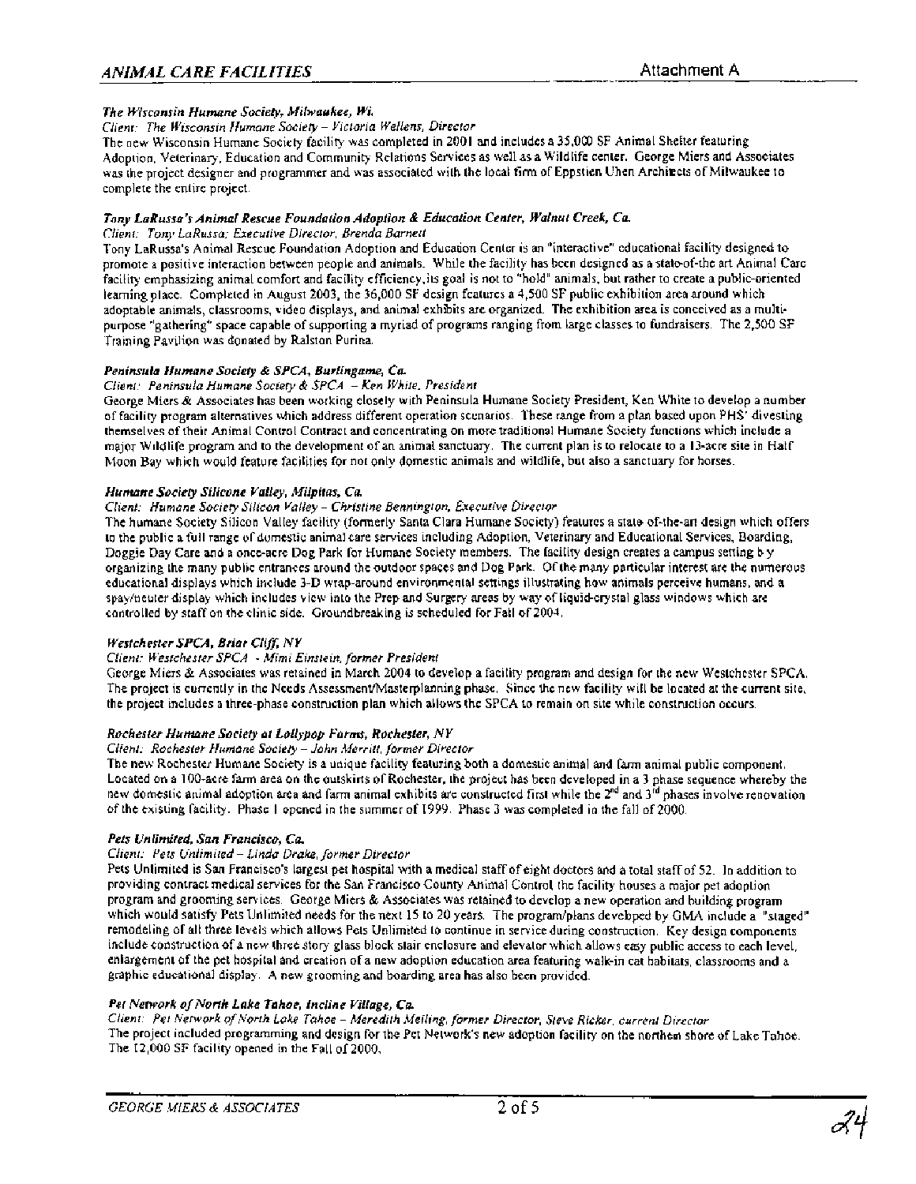## ANIMAL CARE FACILITIES

Attachment A

***The Wisconsin Humane Society, Milwaukee, Wi.***

*Client: The Wisconsin Humane Society – Victoria Wellens, Director*

The new Wisconsin Humane Society facility was completed in 2001 and includes a 35,000 SF Animal Shelter featuring Adoption, Veterinary, Education and Community Relations Services as well as a Wildlife center. George Miers and Associates was the project designer and programmer and was associated with the local firm of Eppstien Uhen Architects of Milwaukee to complete the entire project.

***Tony LaRussa's Animal Rescue Foundation Adoption & Education Center, Walnut Creek, Ca.***

*Client: Tony LaRussa; Executive Director, Brenda Barnett*

Tony LaRussa's Animal Rescue Foundation Adoption and Education Center is an "interactive" educational facility designed to promote a positive interaction between people and animals. While the facility has been designed as a state-of-the art Animal Care facility emphasizing animal comfort and facility efficiency, its goal is not to "hold" animals, but rather to create a public-oriented learning place. Completed in August 2003, the 36,000 SF design features a 4,500 SF public exhibition area around which adoptable animals, classrooms, video displays, and animal exhibits are organized. The exhibition area is conceived as a multi-purpose "gathering" space capable of supporting a myriad of programs ranging from large classes to fundraisers. The 2,500 SF Training Pavilion was donated by Ralston Purina.

***Peninsula Humane Society & SPCA, Burlingame, Ca.***

*Client: Peninsula Humane Society & SPCA – Ken White, President*

George Miers & Associates has been working closely with Peninsula Humane Society President, Ken White to develop a number of facility program alternatives which address different operation scenarios. These range from a plan based upon PHS' divesting themselves of their Animal Control Contract and concentrating on more traditional Humane Society functions which include a major Wildlife program and to the development of an animal sanctuary. The current plan is to relocate to a 13-acre site in Half Moon Bay which would feature facilities for not only domestic animals and wildlife, but also a sanctuary for horses.

***Humane Society Silicone Valley, Milpitas, Ca.***

*Client: Humane Society Silicon Valley – Christine Bennington, Executive Director*

The humane Society Silicon Valley facility (formerly Santa Clara Humane Society) features a state-of-the-art design which offers to the public a full range of domestic animal care services including Adoption, Veterinary and Educational Services, Boarding, Doggie Day Care and a once-acre Dog Park for Humane Society members. The facility design creates a campus setting by organizing the many public entrances around the outdoor spaces and Dog Park. Of the many particular interest are the numerous educational displays which include 3-D wrap-around environmental settings illustrating how animals perceive humans, and a spay/neuter display which includes view into the Prep and Surgery areas by way of liquid-crystal glass windows which are controlled by staff on the clinic side. Groundbreaking is scheduled for Fall of 2004.

***Westchester SPCA, Briar Cliff, NY***

*Client: Westchester SPCA - Mimi Einstein, former President*

George Miers & Associates was retained in March 2004 to develop a facility program and design for the new Westchester SPCA. The project is currently in the Needs Assessment/Masterplanning phase. Since the new facility will be located at the current site, the project includes a three-phase construction plan which allows the SPCA to remain on site while construction occurs.

***Rochester Humane Society at Lollypop Farms, Rochester, NY***

*Client: Rochester Humane Society – John Merritt, former Director*

The new Rochester Humane Society is a unique facility featuring both a domestic animal and farm animal public component. Located on a 100-acre farm area on the outskirts of Rochester, the project has been developed in a 3 phase sequence whereby the new domestic animal adoption area and farm animal exhibits are constructed first while the 2nd and 3rd phases involve renovation of the existing facility. Phase 1 opened in the summer of 1999. Phase 3 was completed in the fall of 2000.

***Pets Unlimited, San Francisco, Ca.***

*Client: Pets Unlimited – Linda Drake, former Director*

Pets Unlimited is San Francisco's largest pet hospital with a medical staff of eight doctors and a total staff of 52. In addition to providing contract medical services for the San Francisco County Animal Control the facility houses a major pet adoption program and grooming services. George Miers & Associates was retained to develop a new operation and building program which would satisfy Pets Unlimited needs for the next 15 to 20 years. The program/plans developed by GMA include a "staged" remodeling of all three levels which allows Pets Unlimited to continue in service during construction. Key design components include construction of a new three story glass block stair enclosure and elevator which allows easy public access to each level, enlargement of the pet hospital and creation of a new adoption education area featuring walk-in cat habitats, classrooms and a graphic educational display. A new grooming and boarding area has also been provided.

***Pet Network of North Lake Tahoe, Incline Village, Ca.***

*Client: Pet Network of North Lake Tahoe – Meredith Meiling, former Director, Steve Ricker, current Director*

The project included programming and design for the Pet Network's new adoption facility on the northern shore of Lake Tahoe. The 12,000 SF facility opened in the Fall of 2000.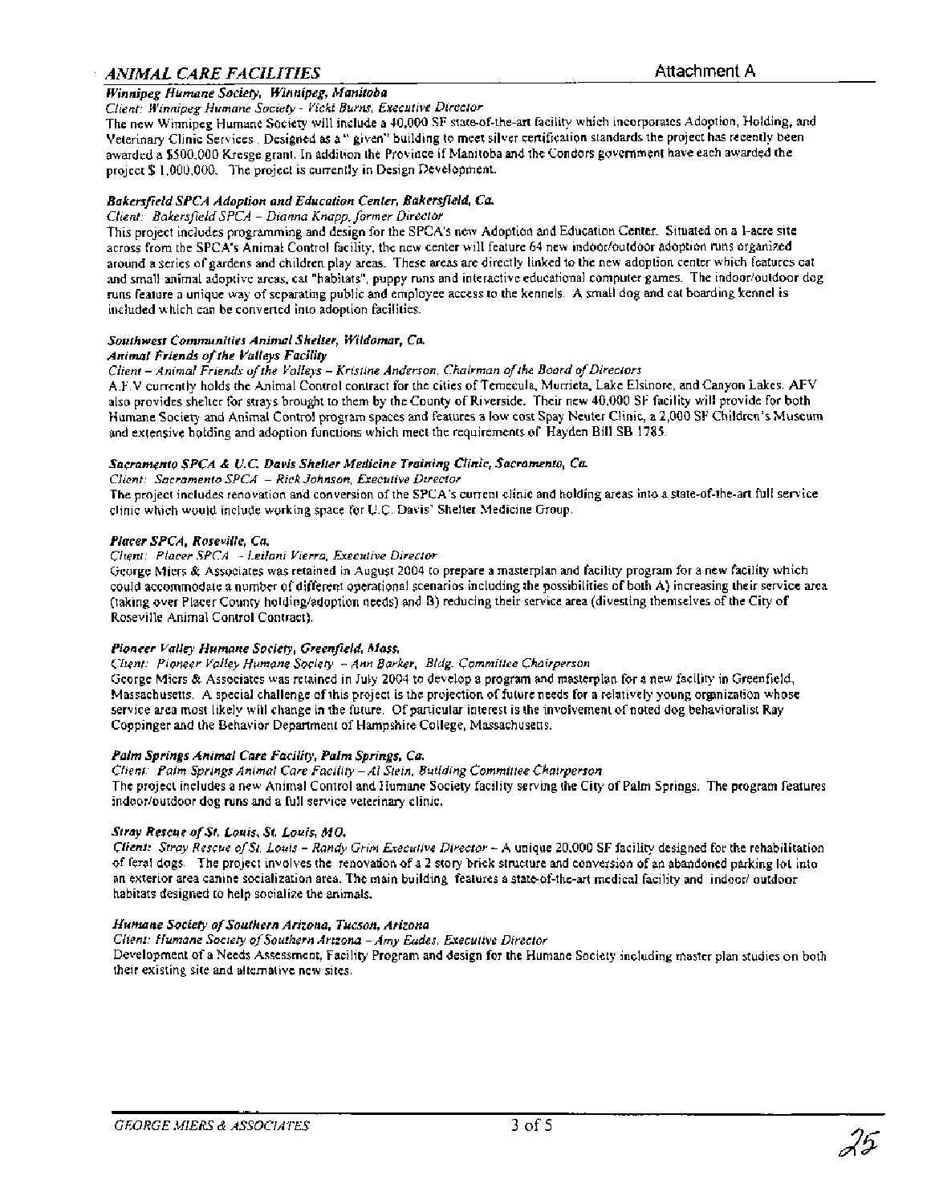## *ANIMAL CARE FACILITIES*

Attachment A

***Winnipeg Humane Society, Winnipeg, Manitoba***

*Client: Winnipeg Humane Society - Vicki Burns, Executive Director*

The new Winnipeg Humane Society will include a 40,000 SF state-of-the-art facility which incorporates Adoption, Holding, and Veterinary Clinic Services. Designed as a " given" building to meet silver certification standards the project has recently been awarded a $500,000 Kresge grant. In addition the Province if Manitoba and the Condors government have each awarded the project $ 1,000,000. The project is currently in Design Development.

***Bakersfield SPCA Adoption and Education Center, Bakersfield, Ca.***

*Client: Bakersfield SPCA – Dianna Knapp, former Director*

This project includes programming and design for the SPCA's new Adoption and Education Center. Situated on a 1-acre site across from the SPCA's Animal Control facility, the new center will feature 64 new indoor/outdoor adoption runs organized around a series of gardens and children play areas. These areas are directly linked to the new adoption center which features cat and small animal adoptive areas, cat "habitats", puppy runs and interactive educational computer games. The indoor/outdoor dog runs feature a unique way of separating public and employee access to the kennels. A small dog and cat boarding kennel is included which can be converted into adoption facilities.

***Southwest Communities Animal Shelter, Wildomar, Ca.***
***Animal Friends of the Valleys Facility***

*Client – Animal Friends of the Valleys – Kristine Anderson, Chairman of the Board of Directors*

A.F.V currently holds the Animal Control contract for the cities of Temecula, Murrieta, Lake Elsinore, and Canyon Lakes. AFV also provides shelter for strays brought to them by the County of Riverside. Their new 40,000 SF facility will provide for both Humane Society and Animal Control program spaces and features a low cost Spay Neuter Clinic, a 2,000 SF Children's Museum and extensive holding and adoption functions which meet the requirements of Hayden Bill SB 1785.

***Sacramento SPCA & U.C. Davis Shelter Medicine Training Clinic, Sacramento, Ca.***

*Client: Sacramento SPCA – Rick Johnson, Executive Director*

The project includes renovation and conversion of the SPCA's current clinic and holding areas into a state-of-the-art full service clinic which would include working space for U.C. Davis' Shelter Medicine Group.

***Placer SPCA, Roseville, Ca.***

*Client: Placer SPCA – Leilani Vierra, Executive Director*

George Miers & Associates was retained in August 2004 to prepare a masterplan and facility program for a new facility which could accommodate a number of different operational scenarios including the possibilities of both A) increasing their service area (taking over Placer County holding/adoption needs) and B) reducing their service area (divesting themselves of the City of Roseville Animal Control Contract).

***Pioneer Valley Humane Society, Greenfield, Mass.***

*Client: Pioneer Valley Humane Society – Ann Barker, Bldg. Committee Chairperson*

George Miers & Associates was retained in July 2004 to develop a program and masterplan for a new facility in Greenfield, Massachusetts. A special challenge of this project is the projection of future needs for a relatively young organization whose service area most likely will change in the future. Of particular interest is the involvement of noted dog behavioralist Ray Coppinger and the Behavior Department of Hampshire College, Massachusetts.

***Palm Springs Animal Care Facility, Palm Springs, Ca.***

*Client: Palm Springs Animal Care Facility – Al Stein, Building Committee Chairperson*

The project includes a new Animal Control and Humane Society facility serving the City of Palm Springs. The program features indoor/outdoor dog runs and a full service veterinary clinic.

***Stray Rescue of St. Louis, St. Louis, MO.***

*Client: Stray Rescue of St. Louis – Randy Grim Executive Director* – A unique 20,000 SF facility designed for the rehabilitation of feral dogs. The project involves the renovation of a 2 story brick structure and conversion of an abandoned parking lot into an exterior area canine socialization area. The main building features a state-of-the-art medical facility and indoor/ outdoor habitats designed to help socialize the animals.

***Humane Society of Southern Arizona, Tucson, Arizona***

*Client: Humane Society of Southern Arizona – Amy Eades, Executive Director*

Development of a Needs Assessment, Facility Program and design for the Humane Society including master plan studies on both their existing site and alternative new sites.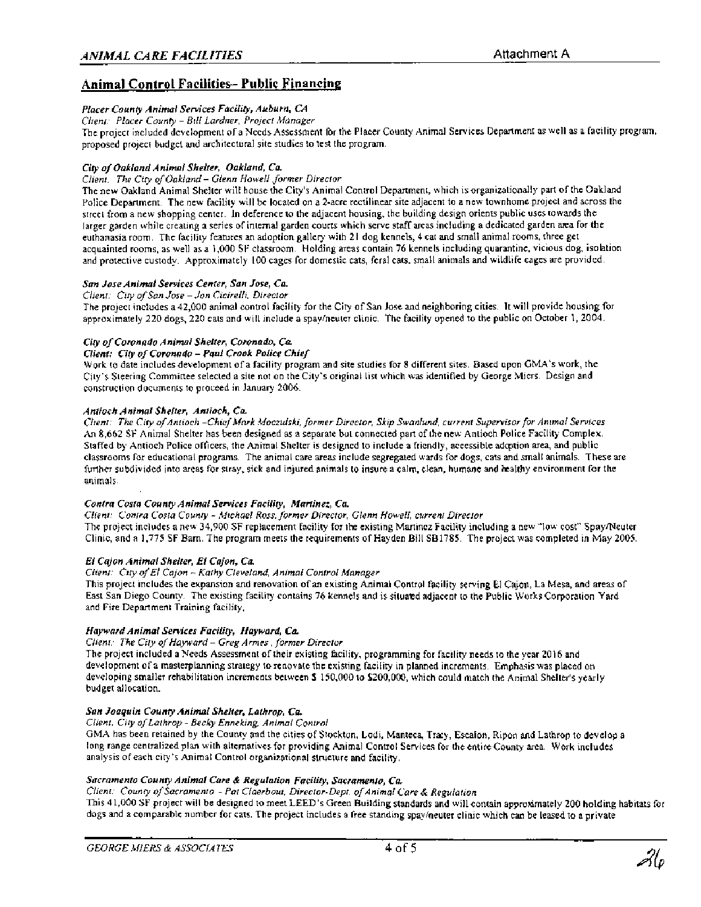## Animal Control Facilities– Public Financing

***Placer County Animal Services Facility, Auburn, CA***

*Client: Placer County – Bill Lardner, Project Manager*

The project included development of a Needs Assessment for the Placer County Animal Services Department as well as a facility program, proposed project budget and architectural site studies to test the program.

***City of Oakland Animal Shelter, Oakland, Ca.***

*Client: The City of Oakland – Glenn Howell former Director*

The new Oakland Animal Shelter will house the City's Animal Control Department, which is organizationally part of the Oakland Police Department. The new facility will be located on a 2-acre rectilinear site adjacent to a new townhome project and across the street from a new shopping center. In deference to the adjacent housing, the building design orients public uses towards the larger garden while creating a series of internal garden courts which serve staff areas including a dedicated garden area for the euthanasia room. The facility features an adoption gallery with 21 dog kennels, 4 cat and small animal rooms, three get acquainted rooms, as well as a 1,000 SF classroom. Holding areas contain 76 kennels including quarantine, vicious dog, isolation and protective custody. Approximately 100 cages for domestic cats, feral cats, small animals and wildlife cages are provided.

***San Jose Animal Services Center, San Jose, Ca.***

*Client: City of San Jose – Jon Cicirelli, Director*

The project includes a 42,000 animal control facility for the City of San Jose and neighboring cities. It will provide housing for approximately 220 dogs, 220 cats and will include a spay/neuter clinic. The facility opened to the public on October 1, 2004.

***City of Coronado Animal Shelter, Coronado, Ca.***

***Client: City of Coronado – Paul Crook Police Chief***

Work to date includes development of a facility program and site studies for 8 different sites. Based upon GMA's work, the City's Steering Committee selected a site not on the City's original list which was identified by George Miers. Design and construction documents to proceed in January 2006.

***Antioch Animal Shelter, Antioch, Ca.***

*Client: The City of Antioch –Chief Mark Moczulski, former Director, Skip Swanlund, current Supervisor for Animal Services*

An 8,662 SF Animal Shelter has been designed as a separate but connected part of the new Antioch Police Facility Complex. Staffed by Antioch Police officers, the Animal Shelter is designed to include a friendly, accessible adoption area, and public classrooms for educational programs. The animal care areas include segregated wards for dogs, cats and small animals. These are further subdivided into areas for stray, sick and injured animals to insure a calm, clean, humane and healthy environment for the animals.

***Contra Costa County Animal Services Facility, Martinez, Ca.***

*Client: Contra Costa County – Michael Ross, former Director, Glenn Howell, current Director*

The project includes a new 34,900 SF replacement facility for the existing Martinez Facility including a new "low cost" Spay/Neuter Clinic, and a 1,775 SF Barn. The program meets the requirements of Hayden Bill SB1785. The project was completed in May 2005.

***El Cajon Animal Shelter, El Cajon, Ca.***

*Client: City of El Cajon – Kathy Cleveland, Animal Control Manager*

This project includes the expansion and renovation of an existing Animal Control facility serving El Cajon, La Mesa, and areas of East San Diego County. The existing facility contains 76 kennels and is situated adjacent to the Public Works Corporation Yard and Fire Department Training facility.

***Hayward Animal Services Facility, Hayward, Ca.***

*Client: The City of Hayward – Greg Armes , former Director*

The project included a Needs Assessment of their existing facility, programming for facility needs to the year 2016 and development of a masterplanning strategy to renovate the existing facility in planned increments. Emphasis was placed on developing smaller rehabilitation increments between $ 150,000 to $200,000, which could match the Animal Shelter's yearly budget allocation.

***San Joaquin County Animal Shelter, Lathrop, Ca.***

*Client: City of Lathrop – Becky Enneking, Animal Control*

GMA has been retained by the County and the cities of Stockton, Lodi, Manteca, Tracy, Escalon, Ripon and Lathrop to develop a long range centralized plan with alternatives for providing Animal Control Services for the entire County area. Work includes analysis of each city's Animal Control organizational structure and facility.

***Sacramento County Animal Care & Regulation Facility, Sacramento, Ca.***

*Client: County of Sacramento – Pat Claerbout, Director-Dept. of Animal Care & Regulation*

This 41,000 SF project will be designed to meet LEED's Green Building standards and will contain approximately 200 holding habitats for dogs and a comparable number for cats. The project includes a free standing spay/neuter clinic which can be leased to a private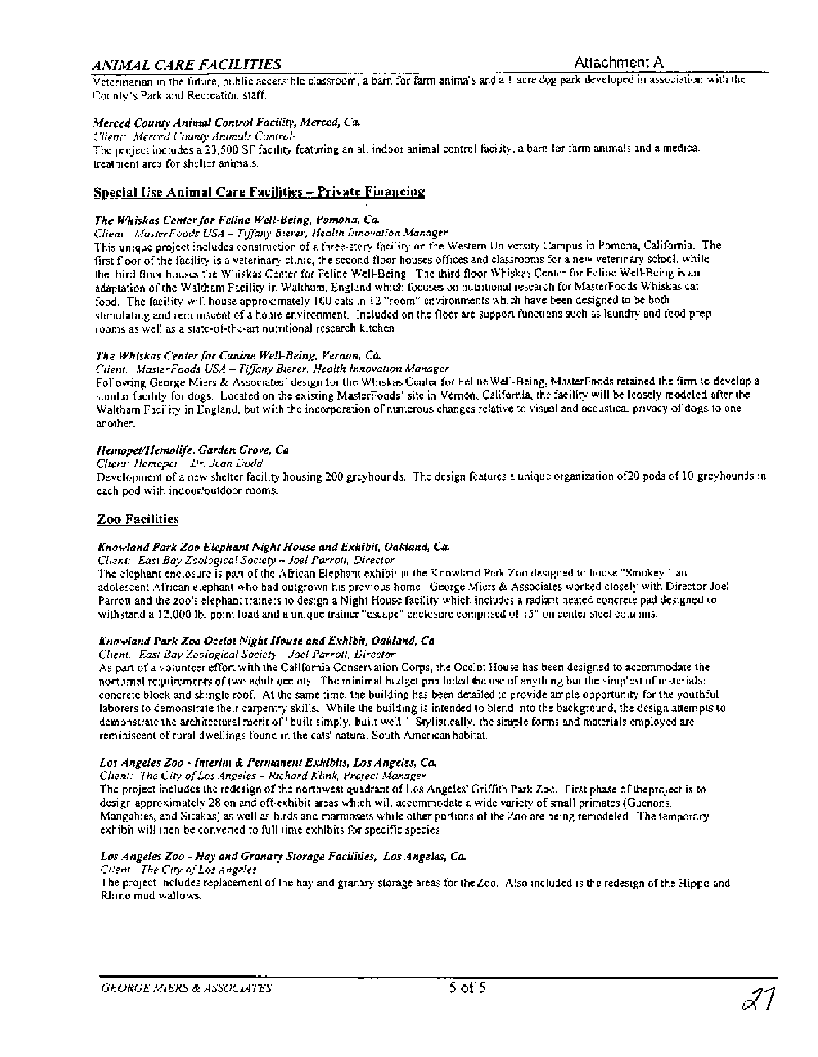Veterinarian in the future, public accessible classroom, a barn for farm animals and a 1 acre dog park developed in association with the County's Park and Recreation staff.

***Merced County Animal Control Facility, Merced, Ca.***

*Client: Merced County Animals Control-*

The project includes a 23,500 SF facility featuring an all indoor animal control facility, a barn for farm animals and a medical treatment area for shelter animals.

## Special Use Animal Care Facilities – Private Financing

***The Whiskas Center for Feline Well-Being, Pomona, Ca.***

*Client: MasterFoods USA – Tiffany Bierer, Health Innovation Manager*

This unique project includes construction of a three-story facility on the Western University Campus in Pomona, California. The first floor of the facility is a veterinary clinic, the second floor houses offices and classrooms for a new veterinary school, while the third floor houses the Whiskas Center for Feline Well-Being. The third floor Whiskas Center for Feline Well-Being is an adaptation of the Waltham Facility in Waltham, England which focuses on nutritional research for MasterFoods Whiskas cat food. The facility will house approximately 100 cats in 12 "room" environments which have been designed to be both stimulating and reminiscent of a home environment. Included on the floor are support functions such as laundry and food prep rooms as well as a state-of-the-art nutritional research kitchen.

***The Whiskas Center for Canine Well-Being, Vernon, Ca.***

*Client: MasterFoods USA – Tiffany Bierer, Health Innovation Manager*

Following George Miers & Associates' design for the Whiskas Center for Feline Well-Being, MasterFoods retained the firm to develop a similar facility for dogs. Located on the existing MasterFoods' site in Vernon, California, the facility will be loosely modeled after the Waltham Facility in England, but with the incorporation of numerous changes relative to visual and acoustical privacy of dogs to one another.

***Hemopet/Hemolife, Garden Grove, Ca***

*Client: Hemopet – Dr. Jean Dodd*

Development of a new shelter facility housing 200 greyhounds. The design features a unique organization of20 pods of 10 greyhounds in each pod with indoor/outdoor rooms.

## Zoo Facilities

***Knowland Park Zoo Elephant Night House and Exhibit, Oakland, Ca.***

*Client: East Bay Zoological Society – Joel Parrott, Director*

The elephant enclosure is part of the African Elephant exhibit at the Knowland Park Zoo designed to house "Smokey," an adolescent African elephant who had outgrown his previous home. George Miers & Associates worked closely with Director Joel Parrott and the zoo's elephant trainers to design a Night House facility which includes a radiant heated concrete pad designed to withstand a 12,000 lb. point load and a unique trainer "escape" enclosure comprised of 15" on center steel columns.

***Knowland Park Zoo Ocelot Night House and Exhibit, Oakland, Ca***

*Client: East Bay Zoological Society – Joel Parrott, Director*

As part of a volunteer effort with the California Conservation Corps, the Ocelot House has been designed to accommodate the nocturnal requirements of two adult ocelots. The minimal budget precluded the use of anything but the simplest of materials: concrete block and shingle roof. At the same time, the building has been detailed to provide ample opportunity for the youthful laborers to demonstrate their carpentry skills. While the building is intended to blend into the background, the design attempts to demonstrate the architectural merit of "built simply, built well." Stylistically, the simple forms and materials employed are reminiscent of rural dwellings found in the cats' natural South American habitat.

***Los Angeles Zoo - Interim & Permanent Exhibits, Los Angeles, Ca.***

*Client: The City of Los Angeles – Richard Klink, Project Manager*

The project includes the redesign of the northwest quadrant of Los Angeles' Griffith Park Zoo. First phase of theproject is to design approximately 28 on and off-exhibit areas which will accommodate a wide variety of small primates (Guenons, Mangabies, and Sifakas) as well as birds and marmosets while other portions of the Zoo are being remodeled. The temporary exhibit will then be converted to full time exhibits for specific species.

***Los Angeles Zoo - Hay and Granary Storage Facilities, Los Angeles, Ca.***

*Client: The City of Los Angeles*

The project includes replacement of the hay and granary storage areas for the Zoo. Also included is the redesign of the Hippo and Rhino mud wallows.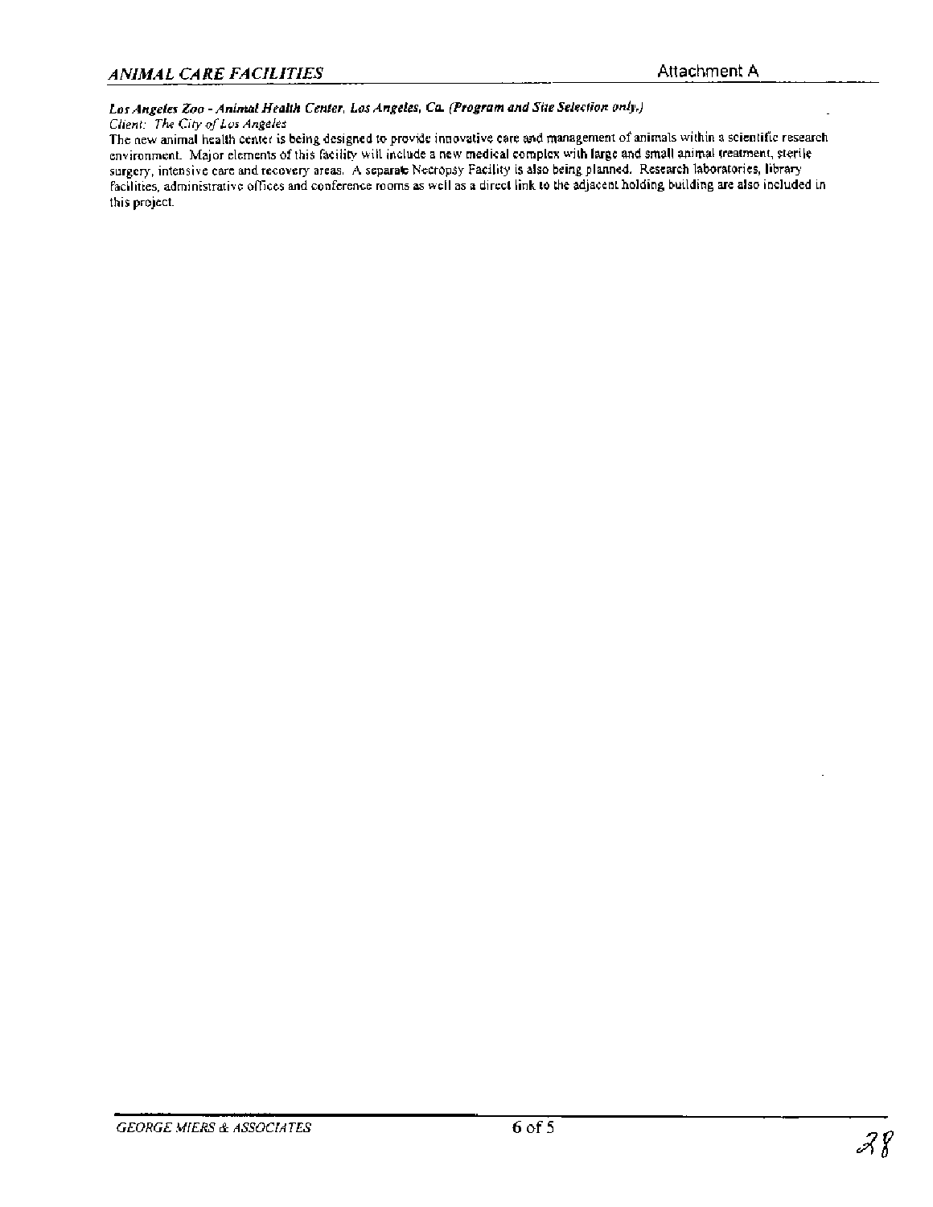## *ANIMAL CARE FACILITIES*

Attachment A

***Los Angeles Zoo - Animal Health Center, Los Angeles, Ca. (Program and Site Selection only.)***
*Client: The City of Los Angeles*

The new animal health center is being designed to provide innovative care and management of animals within a scientific research environment. Major elements of this facility will include a new medical complex with large and small animal treatment, sterile surgery, intensive care and recovery areas. A separate Necropsy Facility is also being planned. Research laboratories, library facilities, administrative offices and conference rooms as well as a direct link to the adjacent holding building are also included in this project.